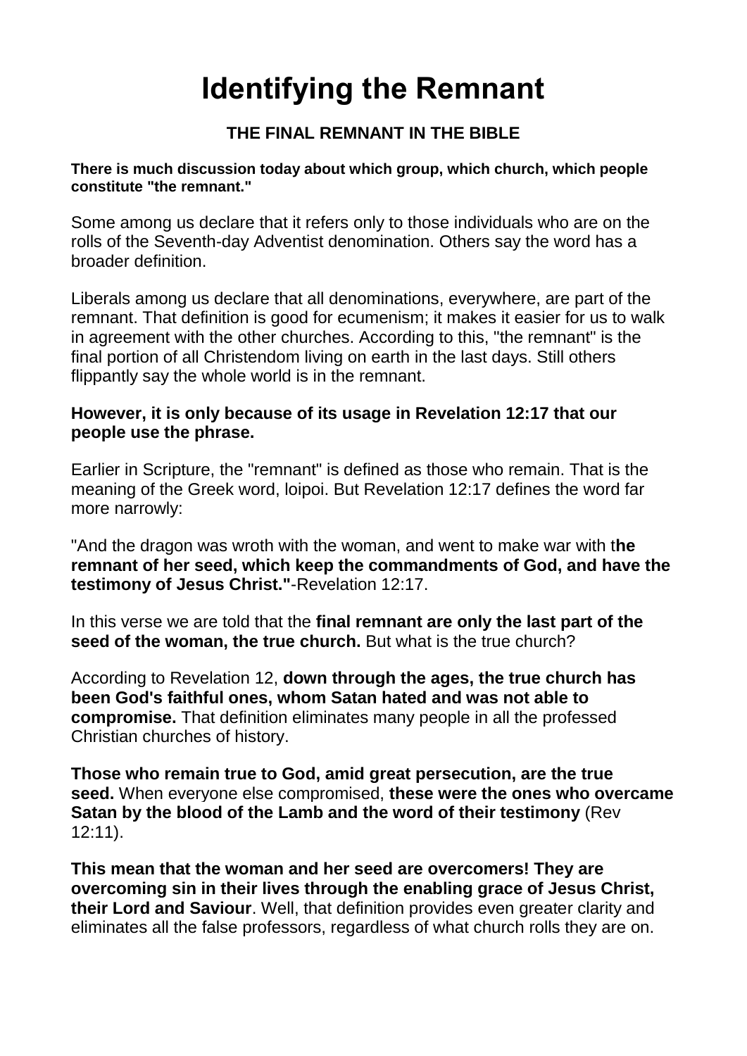# Identifying the Remnant

### THE FINAL REMNANT IN THE BIBLE

**There is much discussion today about which group, which church, which people constitute "the remnant."**

Some among us declare that it refers only to those individuals who are on the rolls of the Seventh-day Adventist denomination. Others say the word has a broader definition.

Liberals among us declare that all denominations, everywhere, are part of the remnant. That definition is good for ecumenism; it makes it easier for us to walk in agreement with the other churches. According to this, "the remnant" is the final portion of all Christendom living on earth in the last days. Still others flippantly say the whole world is in the remnant.

**However, it is only because of its usage in Revelation 12:17 that our people use the phrase.**

Earlier in Scripture, the "remnant" is defined as those who remain. That is the meaning of the Greek word, loipoi. But Revelation 12:17 defines the word far more narrowly:

"And the dragon was wroth with the woman, and went to make war with t**he remnant of her seed, which keep the commandments of God, and have the testimony of Jesus Christ."**-Revelation 12:17.

In this verse we are told that the **final remnant are only the last part of the seed of the woman, the true church.** But what is the true church?

According to Revelation 12, **down through the ages, the true church has been God's faithful ones, whom Satan hated and was not able to compromise.** That definition eliminates many people in all the professed Christian churches of history.

**Those who remain true to God, amid great persecution, are the true seed.** When everyone else compromised, **these were the ones who overcame Satan by the blood of the Lamb and the word of their testimony** (Rev 12:11).

**This mean that the woman and her seed are overcomers! They are overcoming sin in their lives through the enabling grace of Jesus Christ, their Lord and Saviour**. Well, that definition provides even greater clarity and eliminates all the false professors, regardless of what church rolls they are on.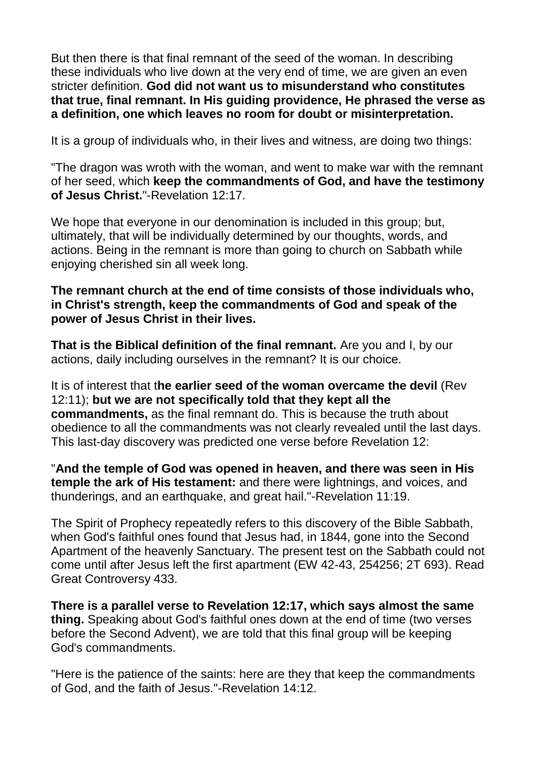But then there is that final remnant of the seed of the woman. In describing these individuals who live down at the very end of time, we are given an even stricter definition. **God did not want us to misunderstand who constitutes that true, final remnant. In His guiding providence, He phrased the verse as a definition, one which leaves no room for doubt or misinterpretation.**

It is a group of individuals who, in their lives and witness, are doing two things:

"The dragon was wroth with the woman, and went to make war with the remnant of her seed, which **keep the commandments of God, and have the testimony of Jesus Christ.**"-Revelation 12:17.

We hope that everyone in our denomination is included in this group; but, ultimately, that will be individually determined by our thoughts, words, and actions. Being in the remnant is more than going to church on Sabbath while enjoying cherished sin all week long.

**The remnant church at the end of time consists of those individuals who, in Christ's strength, keep the commandments of God and speak of the power of Jesus Christ in their lives.**

**That is the Biblical definition of the final remnant.** Are you and I, by our actions, daily including ourselves in the remnant? It is our choice.

It is of interest that t**he earlier seed of the woman overcame the devil** (Rev 12:11); **but we are not specifically told that they kept all the commandments,** as the final remnant do. This is because the truth about obedience to all the commandments was not clearly revealed until the last days. This last-day discovery was predicted one verse before Revelation 12:

"**And the temple of God was opened in heaven, and there was seen in His temple the ark of His testament:** and there were lightnings, and voices, and thunderings, and an earthquake, and great hail."-Revelation 11:19.

The Spirit of Prophecy repeatedly refers to this discovery of the Bible Sabbath, when God's faithful ones found that Jesus had, in 1844, gone into the Second Apartment of the heavenly Sanctuary. The present test on the Sabbath could not come until after Jesus left the first apartment (EW 42-43, 254256; 2T 693). Read Great Controversy 433.

**There is a parallel verse to Revelation 12:17, which says almost the same thing.** Speaking about God's faithful ones down at the end of time (two verses before the Second Advent), we are told that this final group will be keeping God's commandments.

"Here is the patience of the saints: here are they that keep the commandments of God, and the faith of Jesus."-Revelation 14:12.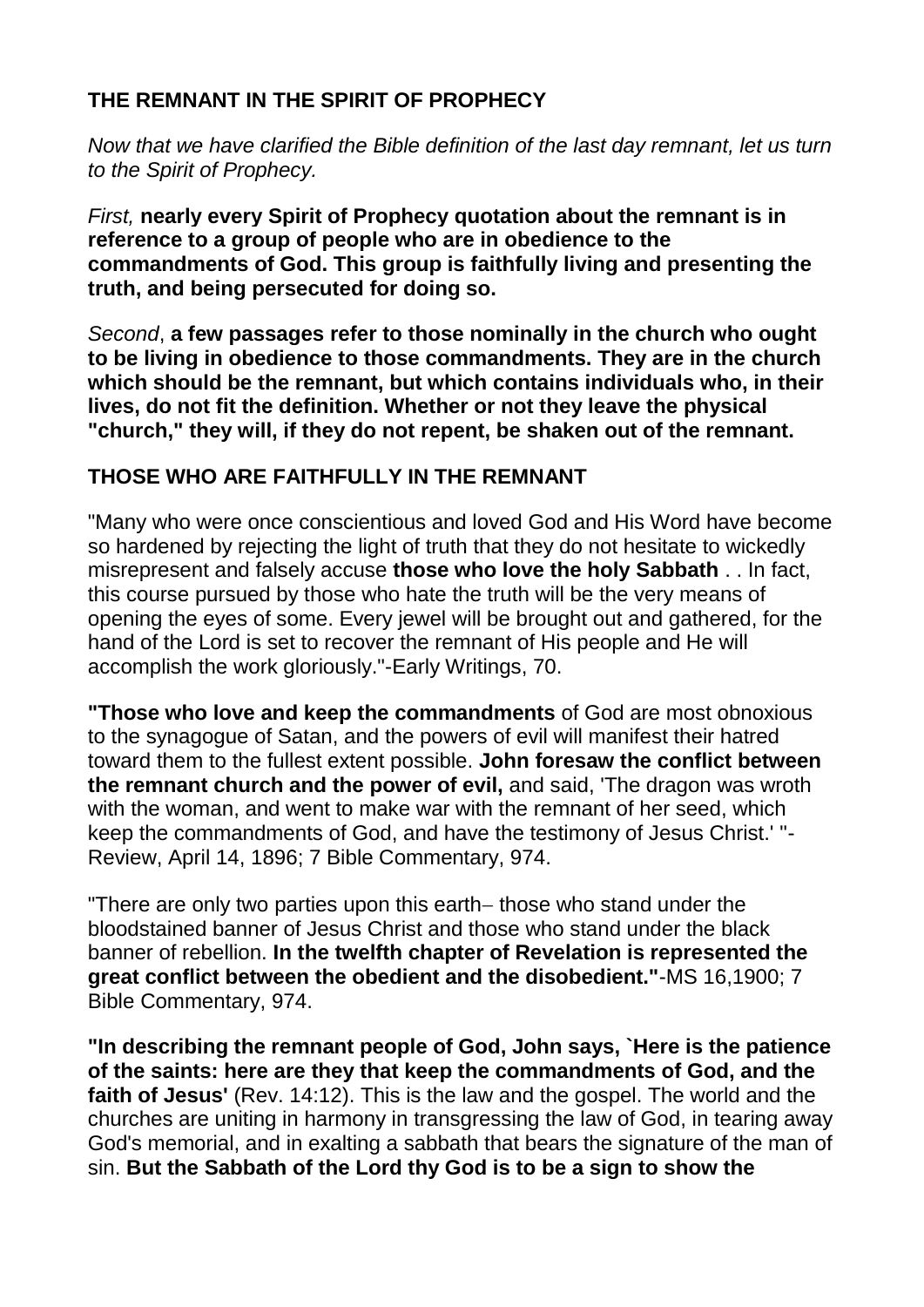**THE REMNANT IN THE SPIRIT OF PROPHECY**

*Now that we have clarified the Bible definition of the last day remnant, let us turn to the Spirit of Prophecy.*

*First,* **nearly every Spirit of Prophecy quotation about the remnant is in reference to a group of people who are in obedience to the commandments of God. This group is faithfully living and presenting the truth, and being persecuted for doing so.**

*Second*, **a few passages refer to those nominally in the church who ought to be living in obedience to those commandments. They are in the church which should be the remnant, but which contains individuals who, in their lives, do not fit the definition. Whether or not they leave the physical "church," they will, if they do not repent, be shaken out of the remnant.**

**THOSE WHO ARE FAITHFULLY IN THE REMNANT**

"Many who were once conscientious and loved God and His Word have become so hardened by rejecting the light of truth that they do not hesitate to wickedly misrepresent and falsely accuse **those who love the holy Sabbath** . . In fact, this course pursued by those who hate the truth will be the very means of opening the eyes of some. Every jewel will be brought out and gathered, for the hand of the Lord is set to recover the remnant of His people and He will accomplish the work gloriously."-Early Writings, 70.

**"Those who love and keep the commandments** of God are most obnoxious to the synagogue of Satan, and the powers of evil will manifest their hatred toward them to the fullest extent possible. **John foresaw the conflict between the remnant church and the power of evil,** and said, 'The dragon was wroth with the woman, and went to make war with the remnant of her seed, which keep the commandments of God, and have the testimony of Jesus Christ.' "-Review, April 14, 1896; 7 Bible Commentary, 974.

"There are only two parties upon this earth– those who stand under the bloodstained banner of Jesus Christ and those who stand under the black banner of rebellion. **In the twelfth chapter of Revelation is represented the great conflict between the obedient and the disobedient."**-MS 16,1900; 7 Bible Commentary, 974.

**"In describing the remnant people of God, John says, `Here is the patience of the saints: here are they that keep the commandments of God, and the faith of Jesus'** (Rev. 14:12). This is the law and the gospel. The world and the churches are uniting in harmony in transgressing the law of God, in tearing away God's memorial, and in exalting a sabbath that bears the signature of the man of sin. **But the Sabbath of the Lord thy God is to be a sign to show the**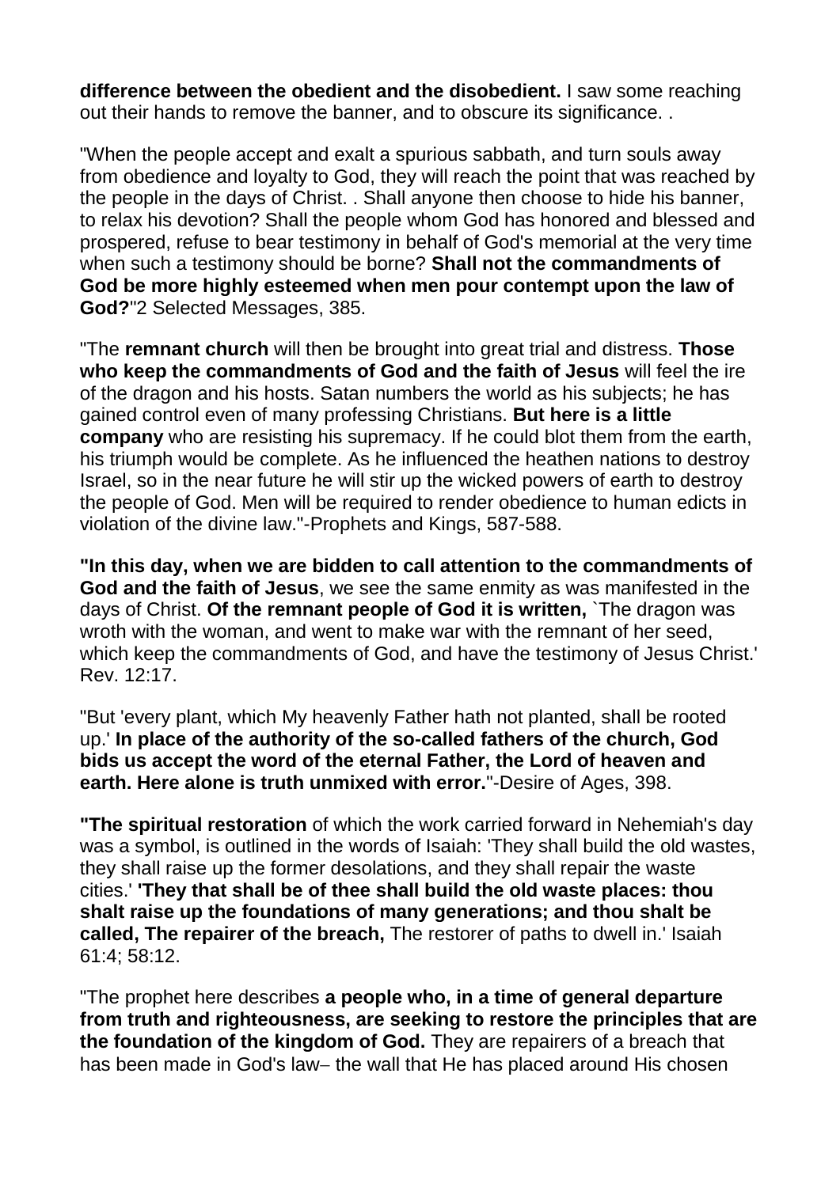**difference between the obedient and the disobedient.** I saw some reaching out their hands to remove the banner, and to obscure its significance. .

"When the people accept and exalt a spurious sabbath, and turn souls away from obedience and loyalty to God, they will reach the point that was reached by the people in the days of Christ. . Shall anyone then choose to hide his banner, to relax his devotion? Shall the people whom God has honored and blessed and prospered, refuse to bear testimony in behalf of God's memorial at the very time when such a testimony should be borne? **Shall not the commandments of God be more highly esteemed when men pour contempt upon the law of God?**"2 Selected Messages, 385.

"The **remnant church** will then be brought into great trial and distress. **Those who keep the commandments of God and the faith of Jesus** will feel the ire of the dragon and his hosts. Satan numbers the world as his subjects; he has gained control even of many professing Christians. **But here is a little company** who are resisting his supremacy. If he could blot them from the earth, his triumph would be complete. As he influenced the heathen nations to destroy Israel, so in the near future he will stir up the wicked powers of earth to destroy the people of God. Men will be required to render obedience to human edicts in violation of the divine law."-Prophets and Kings, 587-588.

**"In this day, when we are bidden to call attention to the commandments of God and the faith of Jesus**, we see the same enmity as was manifested in the days of Christ. **Of the remnant people of God it is written,** `The dragon was wroth with the woman, and went to make war with the remnant of her seed, which keep the commandments of God, and have the testimony of Jesus Christ.' Rev. 12:17.

"But 'every plant, which My heavenly Father hath not planted, shall be rooted up.' **In place of the authority of the so-called fathers of the church, God bids us accept the word of the eternal Father, the Lord of heaven and earth. Here alone is truth unmixed with error.**"-Desire of Ages, 398.

**"The spiritual restoration** of which the work carried forward in Nehemiah's day was a symbol, is outlined in the words of Isaiah: 'They shall build the old wastes, they shall raise up the former desolations, and they shall repair the waste cities.' **'They that shall be of thee shall build the old waste places: thou shalt raise up the foundations of many generations; and thou shalt be called, The repairer of the breach,** The restorer of paths to dwell in.' Isaiah 61:4; 58:12.

"The prophet here describes **a people who, in a time of general departure from truth and righteousness, are seeking to restore the principles that are the foundation of the kingdom of God.** They are repairers of a breach that has been made in God's law– the wall that He has placed around His chosen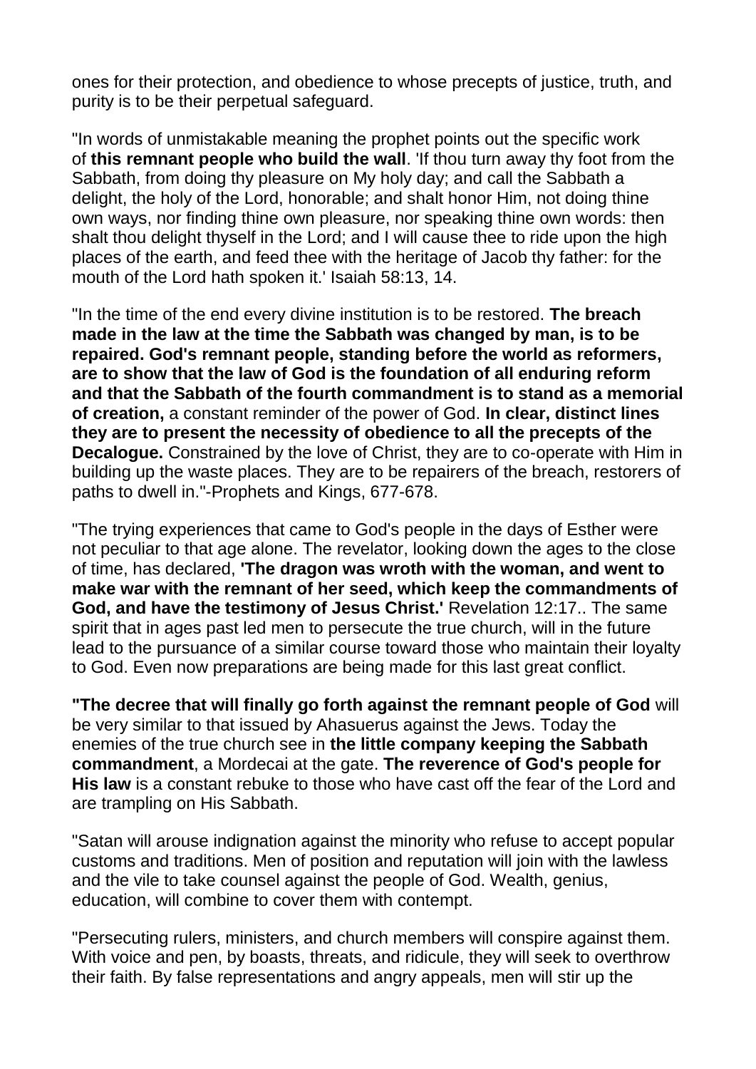ones for their protection, and obedience to whose precepts of justice, truth, and purity is to be their perpetual safeguard.

"In words of unmistakable meaning the prophet points out the specific work of **this remnant people who build the wall**. 'If thou turn away thy foot from the Sabbath, from doing thy pleasure on My holy day; and call the Sabbath a delight, the holy of the Lord, honorable; and shalt honor Him, not doing thine own ways, nor finding thine own pleasure, nor speaking thine own words: then shalt thou delight thyself in the Lord; and I will cause thee to ride upon the high places of the earth, and feed thee with the heritage of Jacob thy father: for the mouth of the Lord hath spoken it.' Isaiah 58:13, 14.

"In the time of the end every divine institution is to be restored. **The breach made in the law at the time the Sabbath was changed by man, is to be repaired. God's remnant people, standing before the world as reformers, are to show that the law of God is the foundation of all enduring reform and that the Sabbath of the fourth commandment is to stand as a memorial of creation,** a constant reminder of the power of God. **In clear, distinct lines they are to present the necessity of obedience to all the precepts of the Decalogue.** Constrained by the love of Christ, they are to co-operate with Him in building up the waste places. They are to be repairers of the breach, restorers of paths to dwell in."-Prophets and Kings, 677-678.

"The trying experiences that came to God's people in the days of Esther were not peculiar to that age alone. The revelator, looking down the ages to the close of time, has declared, **'The dragon was wroth with the woman, and went to make war with the remnant of her seed, which keep the commandments of God, and have the testimony of Jesus Christ.'** Revelation 12:17.. The same spirit that in ages past led men to persecute the true church, will in the future lead to the pursuance of a similar course toward those who maintain their loyalty to God. Even now preparations are being made for this last great conflict.

**"The decree that will finally go forth against the remnant people of God** will be very similar to that issued by Ahasuerus against the Jews. Today the enemies of the true church see in **the little company keeping the Sabbath commandment**, a Mordecai at the gate. **The reverence of God's people for His law** is a constant rebuke to those who have cast off the fear of the Lord and are trampling on His Sabbath.

"Satan will arouse indignation against the minority who refuse to accept popular customs and traditions. Men of position and reputation will join with the lawless and the vile to take counsel against the people of God. Wealth, genius, education, will combine to cover them with contempt.

"Persecuting rulers, ministers, and church members will conspire against them. With voice and pen, by boasts, threats, and ridicule, they will seek to overthrow their faith. By false representations and angry appeals, men will stir up the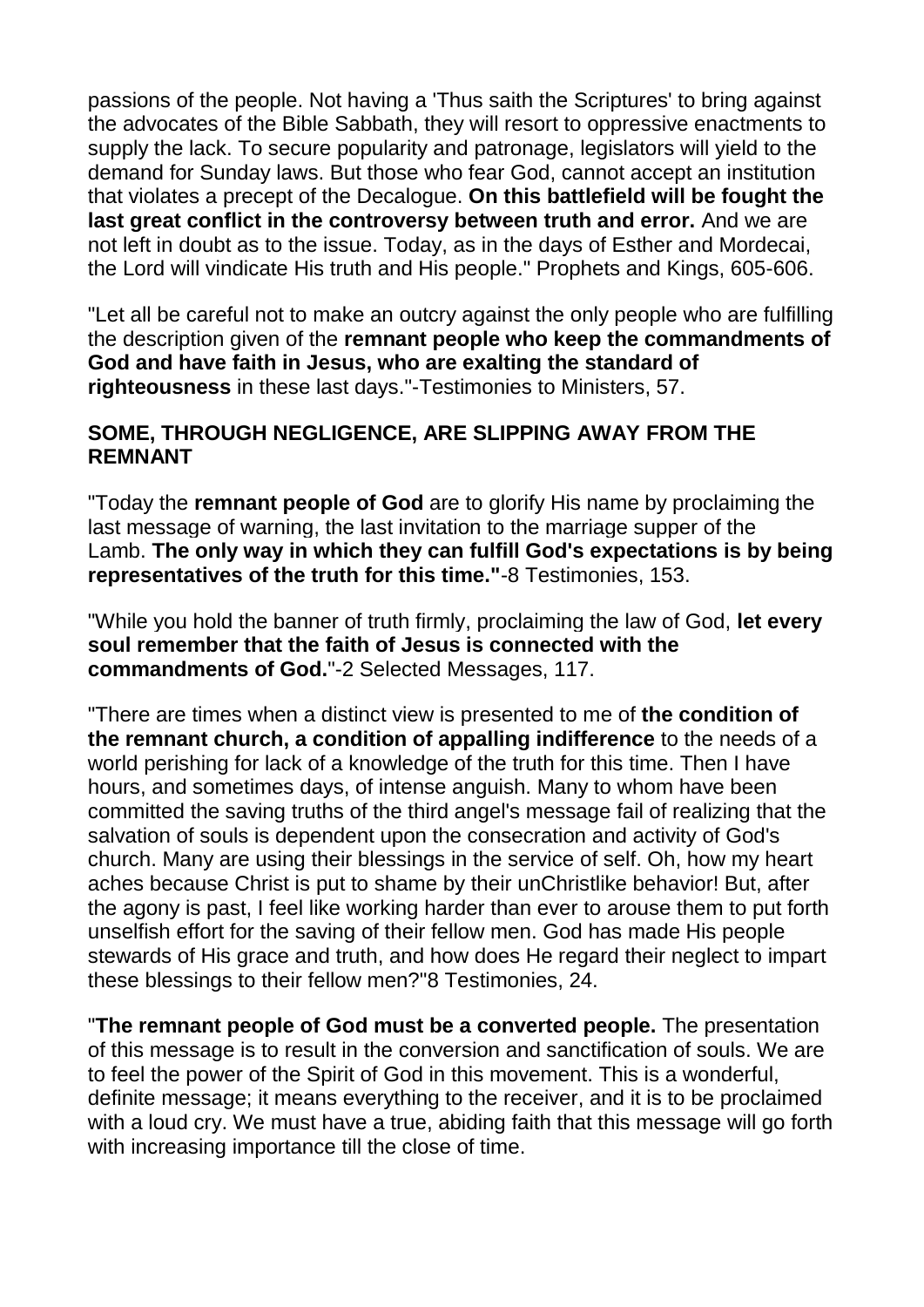passions of the people. Not having a 'Thus saith the Scriptures' to bring against the advocates of the Bible Sabbath, they will resort to oppressive enactments to supply the lack. To secure popularity and patronage, legislators will yield to the demand for Sunday laws. But those who fear God, cannot accept an institution that violates a precept of the Decalogue. **On this battlefield will be fought the last great conflict in the controversy between truth and error.** And we are not left in doubt as to the issue. Today, as in the days of Esther and Mordecai, the Lord will vindicate His truth and His people." Prophets and Kings, 605-606.

"Let all be careful not to make an outcry against the only people who are fulfilling the description given of the **remnant people who keep the commandments of God and have faith in Jesus, who are exalting the standard of righteousness** in these last days."-Testimonies to Ministers, 57.

**SOME, THROUGH NEGLIGENCE, ARE SLIPPING AWAY FROM THE REMNANT**

"Today the **remnant people of God** are to glorify His name by proclaiming the last message of warning, the last invitation to the marriage supper of the Lamb. **The only way in which they can fulfill God's expectations is by being representatives of the truth for this time."**-8 Testimonies, 153.

"While you hold the banner of truth firmly, proclaiming the law of God, **let every soul remember that the faith of Jesus is connected with the commandments of God.**"-2 Selected Messages, 117.

"There are times when a distinct view is presented to me of **the condition of the remnant church, a condition of appalling indifference** to the needs of a world perishing for lack of a knowledge of the truth for this time. Then I have hours, and sometimes days, of intense anguish. Many to whom have been committed the saving truths of the third angel's message fail of realizing that the salvation of souls is dependent upon the consecration and activity of God's church. Many are using their blessings in the service of self. Oh, how my heart aches because Christ is put to shame by their unChristlike behavior! But, after the agony is past, I feel like working harder than ever to arouse them to put forth unselfish effort for the saving of their fellow men. God has made His people stewards of His grace and truth, and how does He regard their neglect to impart these blessings to their fellow men?"8 Testimonies, 24.

"**The remnant people of God must be a converted people.** The presentation of this message is to result in the conversion and sanctification of souls. We are to feel the power of the Spirit of God in this movement. This is a wonderful, definite message; it means everything to the receiver, and it is to be proclaimed with a loud cry. We must have a true, abiding faith that this message will go forth with increasing importance till the close of time.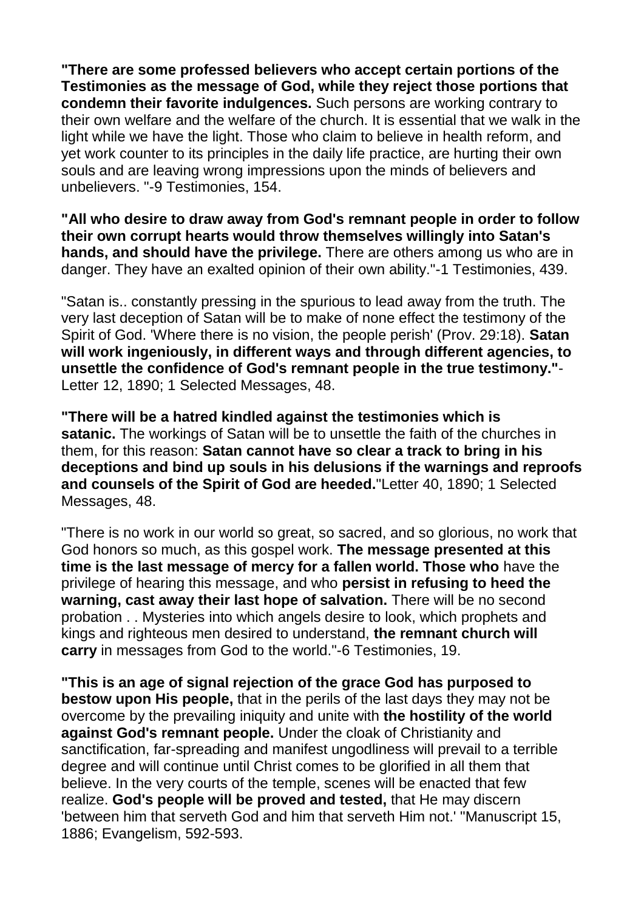**"There are some professed believers who accept certain portions of the Testimonies as the message of God, while they reject those portions that condemn their favorite indulgences.** Such persons are working contrary to their own welfare and the welfare of the church. It is essential that we walk in the light while we have the light. Those who claim to believe in health reform, and yet work counter to its principles in the daily life practice, are hurting their own souls and are leaving wrong impressions upon the minds of believers and unbelievers. "-9 Testimonies, 154.

**"All who desire to draw away from God's remnant people in order to follow their own corrupt hearts would throw themselves willingly into Satan's hands, and should have the privilege.** There are others among us who are in danger. They have an exalted opinion of their own ability."-1 Testimonies, 439.

"Satan is.. constantly pressing in the spurious to lead away from the truth. The very last deception of Satan will be to make of none effect the testimony of the Spirit of God. 'Where there is no vision, the people perish' (Prov. 29:18). **Satan will work ingeniously, in different ways and through different agencies, to unsettle the confidence of God's remnant people in the true testimony."**-Letter 12, 1890; 1 Selected Messages, 48.

**"There will be a hatred kindled against the testimonies which is satanic.** The workings of Satan will be to unsettle the faith of the churches in them, for this reason: **Satan cannot have so clear a track to bring in his deceptions and bind up souls in his delusions if the warnings and reproofs and counsels of the Spirit of God are heeded.**"Letter 40, 1890; 1 Selected Messages, 48.

"There is no work in our world so great, so sacred, and so glorious, no work that God honors so much, as this gospel work. **The message presented at this time is the last message of mercy for a fallen world. Those who** have the privilege of hearing this message, and who **persist in refusing to heed the warning, cast away their last hope of salvation.** There will be no second probation . . Mysteries into which angels desire to look, which prophets and kings and righteous men desired to understand, **the remnant church will carry** in messages from God to the world."-6 Testimonies, 19.

**"This is an age of signal rejection of the grace God has purposed to bestow upon His people,** that in the perils of the last days they may not be overcome by the prevailing iniquity and unite with **the hostility of the world against God's remnant people.** Under the cloak of Christianity and sanctification, far-spreading and manifest ungodliness will prevail to a terrible degree and will continue until Christ comes to be glorified in all them that believe. In the very courts of the temple, scenes will be enacted that few realize. **God's people will be proved and tested,** that He may discern 'between him that serveth God and him that serveth Him not.' "Manuscript 15, 1886; Evangelism, 592-593.